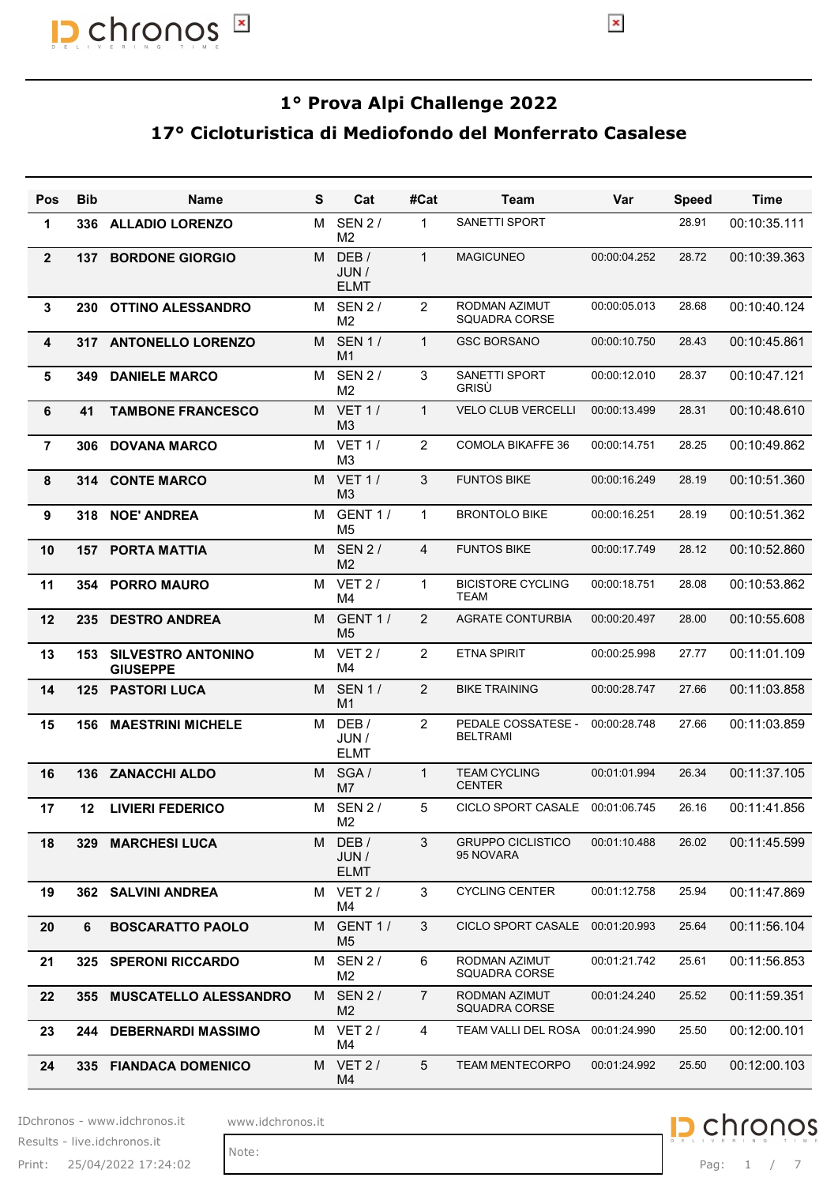# 1° Prova Alpi Challenge 2022

## 17° Cicloturistica di Mediofondo del Monferrato Casalese

| Pos | Bib | Name | S | Cat | #Cat | Team | Var | Speed | Time |
|---|---|---|---|---|---|---|---|---|---|
| 1 | 336 | **ALLADIO LORENZO** | M | SEN 2 / M2 | 1 | SANETTI SPORT | | 28.91 | 00:10:35.111 |
| 2 | 137 | **BORDONE GIORGIO** | M | DEB / JUN / ELMT | 1 | MAGICUNEO | 00:00:04.252 | 28.72 | 00:10:39.363 |
| 3 | 230 | **OTTINO ALESSANDRO** | M | SEN 2 / M2 | 2 | RODMAN AZIMUT SQUADRA CORSE | 00:00:05.013 | 28.68 | 00:10:40.124 |
| 4 | 317 | **ANTONELLO LORENZO** | M | SEN 1 / M1 | 1 | GSC BORSANO | 00:00:10.750 | 28.43 | 00:10:45.861 |
| 5 | 349 | **DANIELE MARCO** | M | SEN 2 / M2 | 3 | SANETTI SPORT GRISÙ | 00:00:12.010 | 28.37 | 00:10:47.121 |
| 6 | 41 | **TAMBONE FRANCESCO** | M | VET 1 / M3 | 1 | VELO CLUB VERCELLI | 00:00:13.499 | 28.31 | 00:10:48.610 |
| 7 | 306 | **DOVANA MARCO** | M | VET 1 / M3 | 2 | COMOLA BIKAFFE 36 | 00:00:14.751 | 28.25 | 00:10:49.862 |
| 8 | 314 | **CONTE MARCO** | M | VET 1 / M3 | 3 | FUNTOS BIKE | 00:00:16.249 | 28.19 | 00:10:51.360 |
| 9 | 318 | **NOE' ANDREA** | M | GENT 1 / M5 | 1 | BRONTOLO BIKE | 00:00:16.251 | 28.19 | 00:10:51.362 |
| 10 | 157 | **PORTA MATTIA** | M | SEN 2 / M2 | 4 | FUNTOS BIKE | 00:00:17.749 | 28.12 | 00:10:52.860 |
| 11 | 354 | **PORRO MAURO** | M | VET 2 / M4 | 1 | BICISTORE CYCLING TEAM | 00:00:18.751 | 28.08 | 00:10:53.862 |
| 12 | 235 | **DESTRO ANDREA** | M | GENT 1 / M5 | 2 | AGRATE CONTURBIA | 00:00:20.497 | 28.00 | 00:10:55.608 |
| 13 | 153 | **SILVESTRO ANTONINO GIUSEPPE** | M | VET 2 / M4 | 2 | ETNA SPIRIT | 00:00:25.998 | 27.77 | 00:11:01.109 |
| 14 | 125 | **PASTORI LUCA** | M | SEN 1 / M1 | 2 | BIKE TRAINING | 00:00:28.747 | 27.66 | 00:11:03.858 |
| 15 | 156 | **MAESTRINI MICHELE** | M | DEB / JUN / ELMT | 2 | PEDALE COSSATESE - BELTRAMI | 00:00:28.748 | 27.66 | 00:11:03.859 |
| 16 | 136 | **ZANACCHI ALDO** | M | SGA / M7 | 1 | TEAM CYCLING CENTER | 00:01:01.994 | 26.34 | 00:11:37.105 |
| 17 | 12 | **LIVIERI FEDERICO** | M | SEN 2 / M2 | 5 | CICLO SPORT CASALE | 00:01:06.745 | 26.16 | 00:11:41.856 |
| 18 | 329 | **MARCHESI LUCA** | M | DEB / JUN / ELMT | 3 | GRUPPO CICLISTICO 95 NOVARA | 00:01:10.488 | 26.02 | 00:11:45.599 |
| 19 | 362 | **SALVINI ANDREA** | M | VET 2 / M4 | 3 | CYCLING CENTER | 00:01:12.758 | 25.94 | 00:11:47.869 |
| 20 | 6 | **BOSCARATTO PAOLO** | M | GENT 1 / M5 | 3 | CICLO SPORT CASALE | 00:01:20.993 | 25.64 | 00:11:56.104 |
| 21 | 325 | **SPERONI RICCARDO** | M | SEN 2 / M2 | 6 | RODMAN AZIMUT SQUADRA CORSE | 00:01:21.742 | 25.61 | 00:11:56.853 |
| 22 | 355 | **MUSCATELLO ALESSANDRO** | M | SEN 2 / M2 | 7 | RODMAN AZIMUT SQUADRA CORSE | 00:01:24.240 | 25.52 | 00:11:59.351 |
| 23 | 244 | **DEBERNARDI MASSIMO** | M | VET 2 / M4 | 4 | TEAM VALLI DEL ROSA | 00:01:24.990 | 25.50 | 00:12:00.101 |
| 24 | 335 | **FIANDACA DOMENICO** | M | VET 2 / M4 | 5 | TEAM MENTECORPO | 00:01:24.992 | 25.50 | 00:12:00.103 |

IDchronos - www.idchronos.it
Results - live.idchronos.it
Print: 25/04/2022 17:24:02

www.idchronos.it

Note: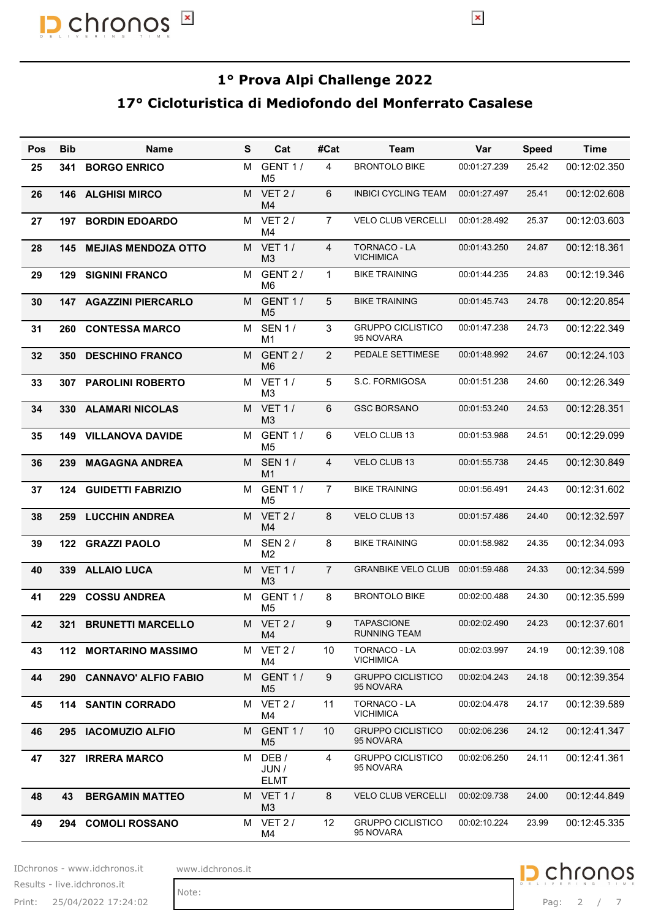# 1° Prova Alpi Challenge 2022

## 17° Cicloturistica di Mediofondo del Monferrato Casalese

| Pos | Bib | Name | S | Cat | #Cat | Team | Var | Speed | Time |
|---|---|---|---|---|---|---|---|---|---|
| 25 | 341 | **BORGO ENRICO** | M | GENT 1 / M5 | 4 | BRONTOLO BIKE | 00:01:27.239 | 25.42 | 00:12:02.350 |
| 26 | 146 | **ALGHISI MIRCO** | M | VET 2 / M4 | 6 | INBICI CYCLING TEAM | 00:01:27.497 | 25.41 | 00:12:02.608 |
| 27 | 197 | **BORDIN EDOARDO** | M | VET 2 / M4 | 7 | VELO CLUB VERCELLI | 00:01:28.492 | 25.37 | 00:12:03.603 |
| 28 | 145 | **MEJIAS MENDOZA OTTO** | M | VET 1 / M3 | 4 | TORNACO - LA VICHIMICA | 00:01:43.250 | 24.87 | 00:12:18.361 |
| 29 | 129 | **SIGNINI FRANCO** | M | GENT 2 / M6 | 1 | BIKE TRAINING | 00:01:44.235 | 24.83 | 00:12:19.346 |
| 30 | 147 | **AGAZZINI PIERCARLO** | M | GENT 1 / M5 | 5 | BIKE TRAINING | 00:01:45.743 | 24.78 | 00:12:20.854 |
| 31 | 260 | **CONTESSA MARCO** | M | SEN 1 / M1 | 3 | GRUPPO CICLISTICO 95 NOVARA | 00:01:47.238 | 24.73 | 00:12:22.349 |
| 32 | 350 | **DESCHINO FRANCO** | M | GENT 2 / M6 | 2 | PEDALE SETTIMESE | 00:01:48.992 | 24.67 | 00:12:24.103 |
| 33 | 307 | **PAROLINI ROBERTO** | M | VET 1 / M3 | 5 | S.C. FORMIGOSA | 00:01:51.238 | 24.60 | 00:12:26.349 |
| 34 | 330 | **ALAMARI NICOLAS** | M | VET 1 / M3 | 6 | GSC BORSANO | 00:01:53.240 | 24.53 | 00:12:28.351 |
| 35 | 149 | **VILLANOVA DAVIDE** | M | GENT 1 / M5 | 6 | VELO CLUB 13 | 00:01:53.988 | 24.51 | 00:12:29.099 |
| 36 | 239 | **MAGAGNA ANDREA** | M | SEN 1 / M1 | 4 | VELO CLUB 13 | 00:01:55.738 | 24.45 | 00:12:30.849 |
| 37 | 124 | **GUIDETTI FABRIZIO** | M | GENT 1 / M5 | 7 | BIKE TRAINING | 00:01:56.491 | 24.43 | 00:12:31.602 |
| 38 | 259 | **LUCCHIN ANDREA** | M | VET 2 / M4 | 8 | VELO CLUB 13 | 00:01:57.486 | 24.40 | 00:12:32.597 |
| 39 | 122 | **GRAZZI PAOLO** | M | SEN 2 / M2 | 8 | BIKE TRAINING | 00:01:58.982 | 24.35 | 00:12:34.093 |
| 40 | 339 | **ALLAIO LUCA** | M | VET 1 / M3 | 7 | GRANBIKE VELO CLUB | 00:01:59.488 | 24.33 | 00:12:34.599 |
| 41 | 229 | **COSSU ANDREA** | M | GENT 1 / M5 | 8 | BRONTOLO BIKE | 00:02:00.488 | 24.30 | 00:12:35.599 |
| 42 | 321 | **BRUNETTI MARCELLO** | M | VET 2 / M4 | 9 | TAPASCIONE RUNNING TEAM | 00:02:02.490 | 24.23 | 00:12:37.601 |
| 43 | 112 | **MORTARINO MASSIMO** | M | VET 2 / M4 | 10 | TORNACO - LA VICHIMICA | 00:02:03.997 | 24.19 | 00:12:39.108 |
| 44 | 290 | **CANNAVO' ALFIO FABIO** | M | GENT 1 / M5 | 9 | GRUPPO CICLISTICO 95 NOVARA | 00:02:04.243 | 24.18 | 00:12:39.354 |
| 45 | 114 | **SANTIN CORRADO** | M | VET 2 / M4 | 11 | TORNACO - LA VICHIMICA | 00:02:04.478 | 24.17 | 00:12:39.589 |
| 46 | 295 | **IACOMUZIO ALFIO** | M | GENT 1 / M5 | 10 | GRUPPO CICLISTICO 95 NOVARA | 00:02:06.236 | 24.12 | 00:12:41.347 |
| 47 | 327 | **IRRERA MARCO** | M | DEB / JUN / ELMT | 4 | GRUPPO CICLISTICO 95 NOVARA | 00:02:06.250 | 24.11 | 00:12:41.361 |
| 48 | 43 | **BERGAMIN MATTEO** | M | VET 1 / M3 | 8 | VELO CLUB VERCELLI | 00:02:09.738 | 24.00 | 00:12:44.849 |
| 49 | 294 | **COMOLI ROSSANO** | M | VET 2 / M4 | 12 | GRUPPO CICLISTICO 95 NOVARA | 00:02:10.224 | 23.99 | 00:12:45.335 |

Note: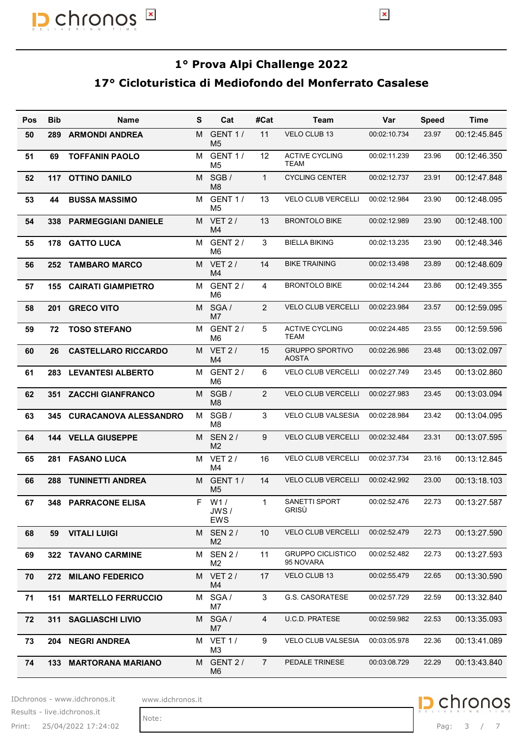## 1° Prova Alpi Challenge 2022

## 17° Cicloturistica di Mediofondo del Monferrato Casalese

| Pos | Bib | Name | S | Cat | #Cat | Team | Var | Speed | Time |
|---|---|---|---|---|---|---|---|---|---|
| 50 | 289 | ARMONDI ANDREA | M | GENT 1 / M5 | 11 | VELO CLUB 13 | 00:02:10.734 | 23.97 | 00:12:45.845 |
| 51 | 69 | TOFFANIN PAOLO | M | GENT 1 / M5 | 12 | ACTIVE CYCLING TEAM | 00:02:11.239 | 23.96 | 00:12:46.350 |
| 52 | 117 | OTTINO DANILO | M | SGB / M8 | 1 | CYCLING CENTER | 00:02:12.737 | 23.91 | 00:12:47.848 |
| 53 | 44 | BUSSA MASSIMO | M | GENT 1 / M5 | 13 | VELO CLUB VERCELLI | 00:02:12.984 | 23.90 | 00:12:48.095 |
| 54 | 338 | PARMEGGIANI DANIELE | M | VET 2 / M4 | 13 | BRONTOLO BIKE | 00:02:12.989 | 23.90 | 00:12:48.100 |
| 55 | 178 | GATTO LUCA | M | GENT 2 / M6 | 3 | BIELLA BIKING | 00:02:13.235 | 23.90 | 00:12:48.346 |
| 56 | 252 | TAMBARO MARCO | M | VET 2 / M4 | 14 | BIKE TRAINING | 00:02:13.498 | 23.89 | 00:12:48.609 |
| 57 | 155 | CAIRATI GIAMPIETRO | M | GENT 2 / M6 | 4 | BRONTOLO BIKE | 00:02:14.244 | 23.86 | 00:12:49.355 |
| 58 | 201 | GRECO VITO | M | SGA / M7 | 2 | VELO CLUB VERCELLI | 00:02:23.984 | 23.57 | 00:12:59.095 |
| 59 | 72 | TOSO STEFANO | M | GENT 2 / M6 | 5 | ACTIVE CYCLING TEAM | 00:02:24.485 | 23.55 | 00:12:59.596 |
| 60 | 26 | CASTELLARO RICCARDO | M | VET 2 / M4 | 15 | GRUPPO SPORTIVO AOSTA | 00:02:26.986 | 23.48 | 00:13:02.097 |
| 61 | 283 | LEVANTESI ALBERTO | M | GENT 2 / M6 | 6 | VELO CLUB VERCELLI | 00:02:27.749 | 23.45 | 00:13:02.860 |
| 62 | 351 | ZACCHI GIANFRANCO | M | SGB / M8 | 2 | VELO CLUB VERCELLI | 00:02:27.983 | 23.45 | 00:13:03.094 |
| 63 | 345 | CURACANOVA ALESSANDRO | M | SGB / M8 | 3 | VELO CLUB VALSESIA | 00:02:28.984 | 23.42 | 00:13:04.095 |
| 64 | 144 | VELLA GIUSEPPE | M | SEN 2 / M2 | 9 | VELO CLUB VERCELLI | 00:02:32.484 | 23.31 | 00:13:07.595 |
| 65 | 281 | FASANO LUCA | M | VET 2 / M4 | 16 | VELO CLUB VERCELLI | 00:02:37.734 | 23.16 | 00:13:12.845 |
| 66 | 288 | TUNINETTI ANDREA | M | GENT 1 / M5 | 14 | VELO CLUB VERCELLI | 00:02:42.992 | 23.00 | 00:13:18.103 |
| 67 | 348 | PARRACONE ELISA | F | W1 / JWS / EWS | 1 | SANETTI SPORT GRISÙ | 00:02:52.476 | 22.73 | 00:13:27.587 |
| 68 | 59 | VITALI LUIGI | M | SEN 2 / M2 | 10 | VELO CLUB VERCELLI | 00:02:52.479 | 22.73 | 00:13:27.590 |
| 69 | 322 | TAVANO CARMINE | M | SEN 2 / M2 | 11 | GRUPPO CICLISTICO 95 NOVARA | 00:02:52.482 | 22.73 | 00:13:27.593 |
| 70 | 272 | MILANO FEDERICO | M | VET 2 / M4 | 17 | VELO CLUB 13 | 00:02:55.479 | 22.65 | 00:13:30.590 |
| 71 | 151 | MARTELLO FERRUCCIO | M | SGA / M7 | 3 | G.S. CASORATESE | 00:02:57.729 | 22.59 | 00:13:32.840 |
| 72 | 311 | SAGLIASCHI LIVIO | M | SGA / M7 | 4 | U.C.D. PRATESE | 00:02:59.982 | 22.53 | 00:13:35.093 |
| 73 | 204 | NEGRI ANDREA | M | VET 1 / M3 | 9 | VELO CLUB VALSESIA | 00:03:05.978 | 22.36 | 00:13:41.089 |
| 74 | 133 | MARTORANA MARIANO | M | GENT 2 / M6 | 7 | PEDALE TRINESE | 00:03:08.729 | 22.29 | 00:13:43.840 |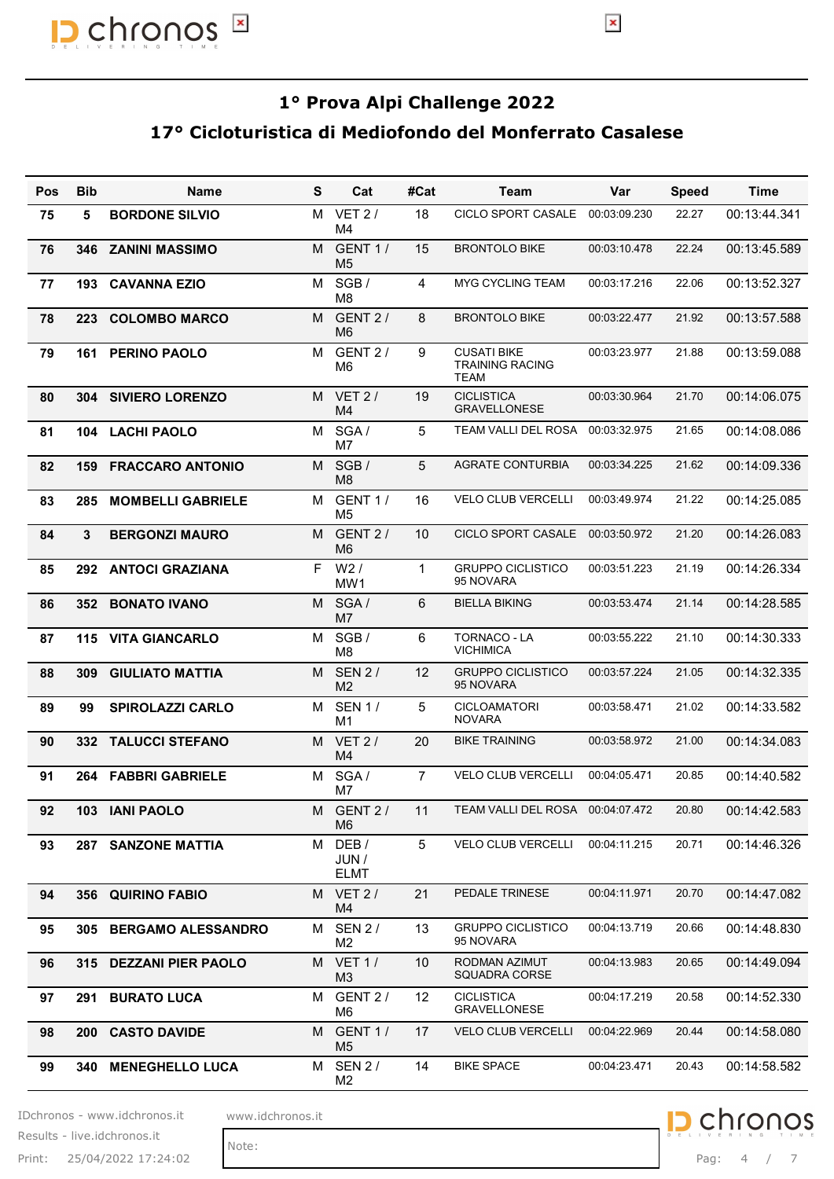## 1° Prova Alpi Challenge 2022

## 17° Cicloturistica di Mediofondo del Monferrato Casalese

| Pos | Bib | Name | S | Cat | #Cat | Team | Var | Speed | Time |
|---|---|---|---|---|---|---|---|---|---|
| 75 | 5 | BORDONE SILVIO | M | VET 2 / M4 | 18 | CICLO SPORT CASALE | 00:03:09.230 | 22.27 | 00:13:44.341 |
| 76 | 346 | ZANINI MASSIMO | M | GENT 1 / M5 | 15 | BRONTOLO BIKE | 00:03:10.478 | 22.24 | 00:13:45.589 |
| 77 | 193 | CAVANNA EZIO | M | SGB / M8 | 4 | MYG CYCLING TEAM | 00:03:17.216 | 22.06 | 00:13:52.327 |
| 78 | 223 | COLOMBO MARCO | M | GENT 2 / M6 | 8 | BRONTOLO BIKE | 00:03:22.477 | 21.92 | 00:13:57.588 |
| 79 | 161 | PERINO PAOLO | M | GENT 2 / M6 | 9 | CUSATI BIKE TRAINING RACING TEAM | 00:03:23.977 | 21.88 | 00:13:59.088 |
| 80 | 304 | SIVIERO LORENZO | M | VET 2 / M4 | 19 | CICLISTICA GRAVELLONESE | 00:03:30.964 | 21.70 | 00:14:06.075 |
| 81 | 104 | LACHI PAOLO | M | SGA / M7 | 5 | TEAM VALLI DEL ROSA | 00:03:32.975 | 21.65 | 00:14:08.086 |
| 82 | 159 | FRACCARO ANTONIO | M | SGB / M8 | 5 | AGRATE CONTURBIA | 00:03:34.225 | 21.62 | 00:14:09.336 |
| 83 | 285 | MOMBELLI GABRIELE | M | GENT 1 / M5 | 16 | VELO CLUB VERCELLI | 00:03:49.974 | 21.22 | 00:14:25.085 |
| 84 | 3 | BERGONZI MAURO | M | GENT 2 / M6 | 10 | CICLO SPORT CASALE | 00:03:50.972 | 21.20 | 00:14:26.083 |
| 85 | 292 | ANTOCI GRAZIANA | F | W2 / MW1 | 1 | GRUPPO CICLISTICO 95 NOVARA | 00:03:51.223 | 21.19 | 00:14:26.334 |
| 86 | 352 | BONATO IVANO | M | SGA / M7 | 6 | BIELLA BIKING | 00:03:53.474 | 21.14 | 00:14:28.585 |
| 87 | 115 | VITA GIANCARLO | M | SGB / M8 | 6 | TORNACO - LA VICHIMICA | 00:03:55.222 | 21.10 | 00:14:30.333 |
| 88 | 309 | GIULIATO MATTIA | M | SEN 2 / M2 | 12 | GRUPPO CICLISTICO 95 NOVARA | 00:03:57.224 | 21.05 | 00:14:32.335 |
| 89 | 99 | SPIROLAZZI CARLO | M | SEN 1 / M1 | 5 | CICLOAMATORI NOVARA | 00:03:58.471 | 21.02 | 00:14:33.582 |
| 90 | 332 | TALUCCI STEFANO | M | VET 2 / M4 | 20 | BIKE TRAINING | 00:03:58.972 | 21.00 | 00:14:34.083 |
| 91 | 264 | FABBRI GABRIELE | M | SGA / M7 | 7 | VELO CLUB VERCELLI | 00:04:05.471 | 20.85 | 00:14:40.582 |
| 92 | 103 | IANI PAOLO | M | GENT 2 / M6 | 11 | TEAM VALLI DEL ROSA | 00:04:07.472 | 20.80 | 00:14:42.583 |
| 93 | 287 | SANZONE MATTIA | M | DEB / JUN / ELMT | 5 | VELO CLUB VERCELLI | 00:04:11.215 | 20.71 | 00:14:46.326 |
| 94 | 356 | QUIRINO FABIO | M | VET 2 / M4 | 21 | PEDALE TRINESE | 00:04:11.971 | 20.70 | 00:14:47.082 |
| 95 | 305 | BERGAMO ALESSANDRO | M | SEN 2 / M2 | 13 | GRUPPO CICLISTICO 95 NOVARA | 00:04:13.719 | 20.66 | 00:14:48.830 |
| 96 | 315 | DEZZANI PIER PAOLO | M | VET 1 / M3 | 10 | RODMAN AZIMUT SQUADRA CORSE | 00:04:13.983 | 20.65 | 00:14:49.094 |
| 97 | 291 | BURATO LUCA | M | GENT 2 / M6 | 12 | CICLISTICA GRAVELLONESE | 00:04:17.219 | 20.58 | 00:14:52.330 |
| 98 | 200 | CASTO DAVIDE | M | GENT 1 / M5 | 17 | VELO CLUB VERCELLI | 00:04:22.969 | 20.44 | 00:14:58.080 |
| 99 | 340 | MENEGHELLO LUCA | M | SEN 2 / M2 | 14 | BIKE SPACE | 00:04:23.471 | 20.43 | 00:14:58.582 |

Note: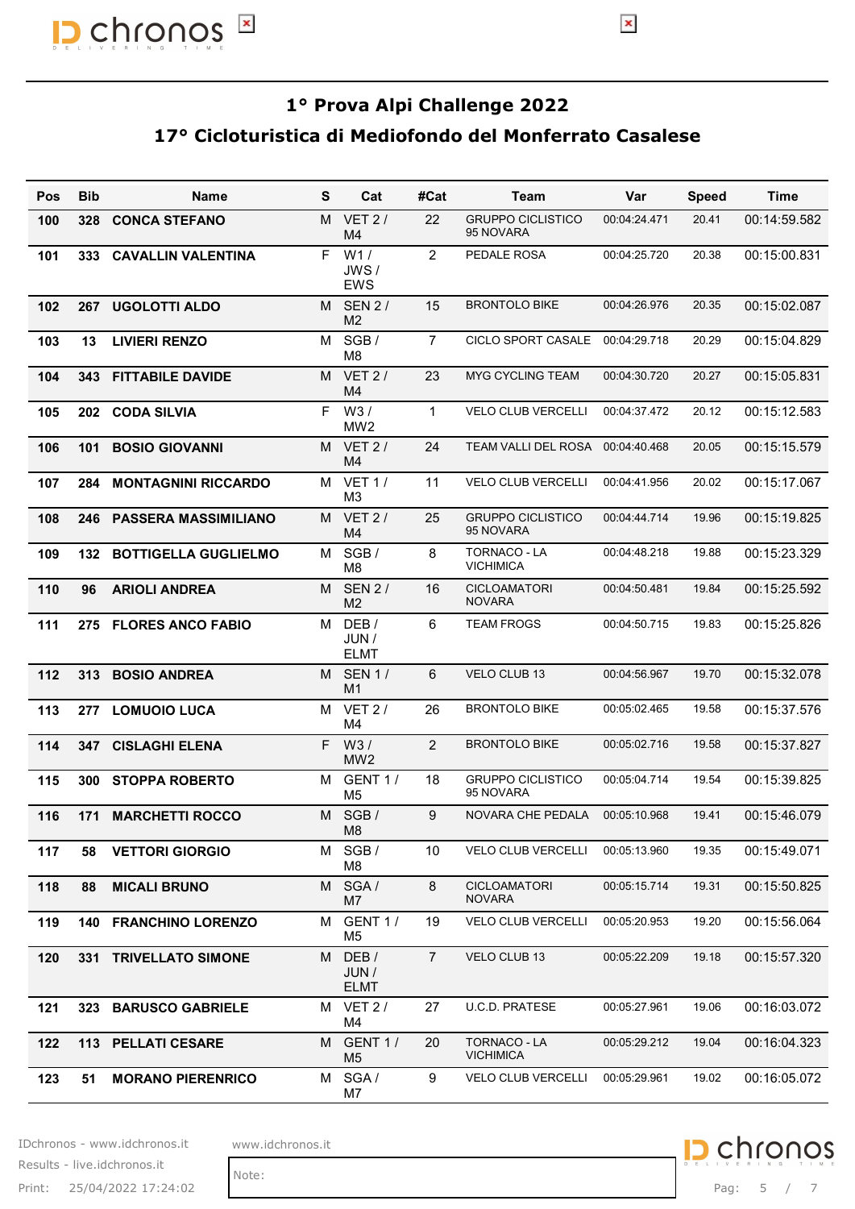# 1° Prova Alpi Challenge 2022

## 17° Cicloturistica di Mediofondo del Monferrato Casalese

| Pos | Bib | Name | S | Cat | #Cat | Team | Var | Speed | Time |
|---|---|---|---|---|---|---|---|---|---|
| 100 | 328 | **CONCA STEFANO** | M | VET 2 / M4 | 22 | GRUPPO CICLISTICO 95 NOVARA | 00:04:24.471 | 20.41 | 00:14:59.582 |
| 101 | 333 | **CAVALLIN VALENTINA** | F | W1 / JWS / EWS | 2 | PEDALE ROSA | 00:04:25.720 | 20.38 | 00:15:00.831 |
| 102 | 267 | **UGOLOTTI ALDO** | M | SEN 2 / M2 | 15 | BRONTOLO BIKE | 00:04:26.976 | 20.35 | 00:15:02.087 |
| 103 | 13 | **LIVIERI RENZO** | M | SGB / M8 | 7 | CICLO SPORT CASALE | 00:04:29.718 | 20.29 | 00:15:04.829 |
| 104 | 343 | **FITTABILE DAVIDE** | M | VET 2 / M4 | 23 | MYG CYCLING TEAM | 00:04:30.720 | 20.27 | 00:15:05.831 |
| 105 | 202 | **CODA SILVIA** | F | W3 / MW2 | 1 | VELO CLUB VERCELLI | 00:04:37.472 | 20.12 | 00:15:12.583 |
| 106 | 101 | **BOSIO GIOVANNI** | M | VET 2 / M4 | 24 | TEAM VALLI DEL ROSA | 00:04:40.468 | 20.05 | 00:15:15.579 |
| 107 | 284 | **MONTAGNINI RICCARDO** | M | VET 1 / M3 | 11 | VELO CLUB VERCELLI | 00:04:41.956 | 20.02 | 00:15:17.067 |
| 108 | 246 | **PASSERA MASSIMILIANO** | M | VET 2 / M4 | 25 | GRUPPO CICLISTICO 95 NOVARA | 00:04:44.714 | 19.96 | 00:15:19.825 |
| 109 | 132 | **BOTTIGELLA GUGLIELMO** | M | SGB / M8 | 8 | TORNACO - LA VICHIMICA | 00:04:48.218 | 19.88 | 00:15:23.329 |
| 110 | 96 | **ARIOLI ANDREA** | M | SEN 2 / M2 | 16 | CICLOAMATORI NOVARA | 00:04:50.481 | 19.84 | 00:15:25.592 |
| 111 | 275 | **FLORES ANCO FABIO** | M | DEB / JUN / ELMT | 6 | TEAM FROGS | 00:04:50.715 | 19.83 | 00:15:25.826 |
| 112 | 313 | **BOSIO ANDREA** | M | SEN 1 / M1 | 6 | VELO CLUB 13 | 00:04:56.967 | 19.70 | 00:15:32.078 |
| 113 | 277 | **LOMUOIO LUCA** | M | VET 2 / M4 | 26 | BRONTOLO BIKE | 00:05:02.465 | 19.58 | 00:15:37.576 |
| 114 | 347 | **CISLAGHI ELENA** | F | W3 / MW2 | 2 | BRONTOLO BIKE | 00:05:02.716 | 19.58 | 00:15:37.827 |
| 115 | 300 | **STOPPA ROBERTO** | M | GENT 1 / M5 | 18 | GRUPPO CICLISTICO 95 NOVARA | 00:05:04.714 | 19.54 | 00:15:39.825 |
| 116 | 171 | **MARCHETTI ROCCO** | M | SGB / M8 | 9 | NOVARA CHE PEDALA | 00:05:10.968 | 19.41 | 00:15:46.079 |
| 117 | 58 | **VETTORI GIORGIO** | M | SGB / M8 | 10 | VELO CLUB VERCELLI | 00:05:13.960 | 19.35 | 00:15:49.071 |
| 118 | 88 | **MICALI BRUNO** | M | SGA / M7 | 8 | CICLOAMATORI NOVARA | 00:05:15.714 | 19.31 | 00:15:50.825 |
| 119 | 140 | **FRANCHINO LORENZO** | M | GENT 1 / M5 | 19 | VELO CLUB VERCELLI | 00:05:20.953 | 19.20 | 00:15:56.064 |
| 120 | 331 | **TRIVELLATO SIMONE** | M | DEB / JUN / ELMT | 7 | VELO CLUB 13 | 00:05:22.209 | 19.18 | 00:15:57.320 |
| 121 | 323 | **BARUSCO GABRIELE** | M | VET 2 / M4 | 27 | U.C.D. PRATESE | 00:05:27.961 | 19.06 | 00:16:03.072 |
| 122 | 113 | **PELLATI CESARE** | M | GENT 1 / M5 | 20 | TORNACO - LA VICHIMICA | 00:05:29.212 | 19.04 | 00:16:04.323 |
| 123 | 51 | **MORANO PIERENRICO** | M | SGA / M7 | 9 | VELO CLUB VERCELLI | 00:05:29.961 | 19.02 | 00:16:05.072 |

IDchronos - www.idchronos.it
Results - live.idchronos.it
Print: 25/04/2022 17:24:02

www.idchronos.it

Note: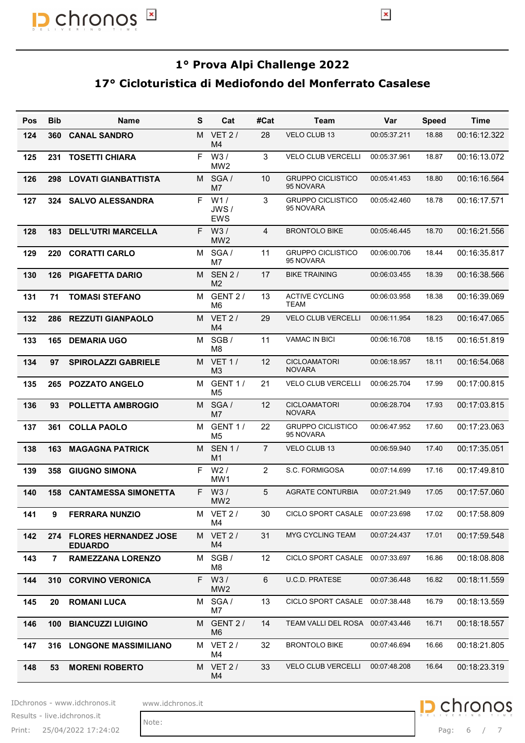# 1° Prova Alpi Challenge 2022

## 17° Cicloturistica di Mediofondo del Monferrato Casalese

| Pos | Bib | Name | S | Cat | #Cat | Team | Var | Speed | Time |
|---|---|---|---|---|---|---|---|---|---|
| 124 | 360 | CANAL SANDRO | M | VET 2 / M4 | 28 | VELO CLUB 13 | 00:05:37.211 | 18.88 | 00:16:12.322 |
| 125 | 231 | TOSETTI CHIARA | F | W3 / MW2 | 3 | VELO CLUB VERCELLI | 00:05:37.961 | 18.87 | 00:16:13.072 |
| 126 | 298 | LOVATI GIANBATTISTA | M | SGA / M7 | 10 | GRUPPO CICLISTICO 95 NOVARA | 00:05:41.453 | 18.80 | 00:16:16.564 |
| 127 | 324 | SALVO ALESSANDRA | F | W1 / JWS / EWS | 3 | GRUPPO CICLISTICO 95 NOVARA | 00:05:42.460 | 18.78 | 00:16:17.571 |
| 128 | 183 | DELL'UTRI MARCELLA | F | W3 / MW2 | 4 | BRONTOLO BIKE | 00:05:46.445 | 18.70 | 00:16:21.556 |
| 129 | 220 | CORATTI CARLO | M | SGA / M7 | 11 | GRUPPO CICLISTICO 95 NOVARA | 00:06:00.706 | 18.44 | 00:16:35.817 |
| 130 | 126 | PIGAFETTA DARIO | M | SEN 2 / M2 | 17 | BIKE TRAINING | 00:06:03.455 | 18.39 | 00:16:38.566 |
| 131 | 71 | TOMASI STEFANO | M | GENT 2 / M6 | 13 | ACTIVE CYCLING TEAM | 00:06:03.958 | 18.38 | 00:16:39.069 |
| 132 | 286 | REZZUTI GIANPAOLO | M | VET 2 / M4 | 29 | VELO CLUB VERCELLI | 00:06:11.954 | 18.23 | 00:16:47.065 |
| 133 | 165 | DEMARIA UGO | M | SGB / M8 | 11 | VAMAC IN BICI | 00:06:16.708 | 18.15 | 00:16:51.819 |
| 134 | 97 | SPIROLAZZI GABRIELE | M | VET 1 / M3 | 12 | CICLOAMATORI NOVARA | 00:06:18.957 | 18.11 | 00:16:54.068 |
| 135 | 265 | POZZATO ANGELO | M | GENT 1 / M5 | 21 | VELO CLUB VERCELLI | 00:06:25.704 | 17.99 | 00:17:00.815 |
| 136 | 93 | POLLETTA AMBROGIO | M | SGA / M7 | 12 | CICLOAMATORI NOVARA | 00:06:28.704 | 17.93 | 00:17:03.815 |
| 137 | 361 | COLLA PAOLO | M | GENT 1 / M5 | 22 | GRUPPO CICLISTICO 95 NOVARA | 00:06:47.952 | 17.60 | 00:17:23.063 |
| 138 | 163 | MAGAGNA PATRICK | M | SEN 1 / M1 | 7 | VELO CLUB 13 | 00:06:59.940 | 17.40 | 00:17:35.051 |
| 139 | 358 | GIUGNO SIMONA | F | W2 / MW1 | 2 | S.C. FORMIGOSA | 00:07:14.699 | 17.16 | 00:17:49.810 |
| 140 | 158 | CANTAMESSA SIMONETTA | F | W3 / MW2 | 5 | AGRATE CONTURBIA | 00:07:21.949 | 17.05 | 00:17:57.060 |
| 141 | 9 | FERRARA NUNZIO | M | VET 2 / M4 | 30 | CICLO SPORT CASALE | 00:07:23.698 | 17.02 | 00:17:58.809 |
| 142 | 274 | FLORES HERNANDEZ JOSE EDUARDO | M | VET 2 / M4 | 31 | MYG CYCLING TEAM | 00:07:24.437 | 17.01 | 00:17:59.548 |
| 143 | 7 | RAMEZZANA LORENZO | M | SGB / M8 | 12 | CICLO SPORT CASALE | 00:07:33.697 | 16.86 | 00:18:08.808 |
| 144 | 310 | CORVINO VERONICA | F | W3 / MW2 | 6 | U.C.D. PRATESE | 00:07:36.448 | 16.82 | 00:18:11.559 |
| 145 | 20 | ROMANI LUCA | M | SGA / M7 | 13 | CICLO SPORT CASALE | 00:07:38.448 | 16.79 | 00:18:13.559 |
| 146 | 100 | BIANCUZZI LUIGINO | M | GENT 2 / M6 | 14 | TEAM VALLI DEL ROSA | 00:07:43.446 | 16.71 | 00:18:18.557 |
| 147 | 316 | LONGONE MASSIMILIANO | M | VET 2 / M4 | 32 | BRONTOLO BIKE | 00:07:46.694 | 16.66 | 00:18:21.805 |
| 148 | 53 | MORENI ROBERTO | M | VET 2 / M4 | 33 | VELO CLUB VERCELLI | 00:07:48.208 | 16.64 | 00:18:23.319 |

Note: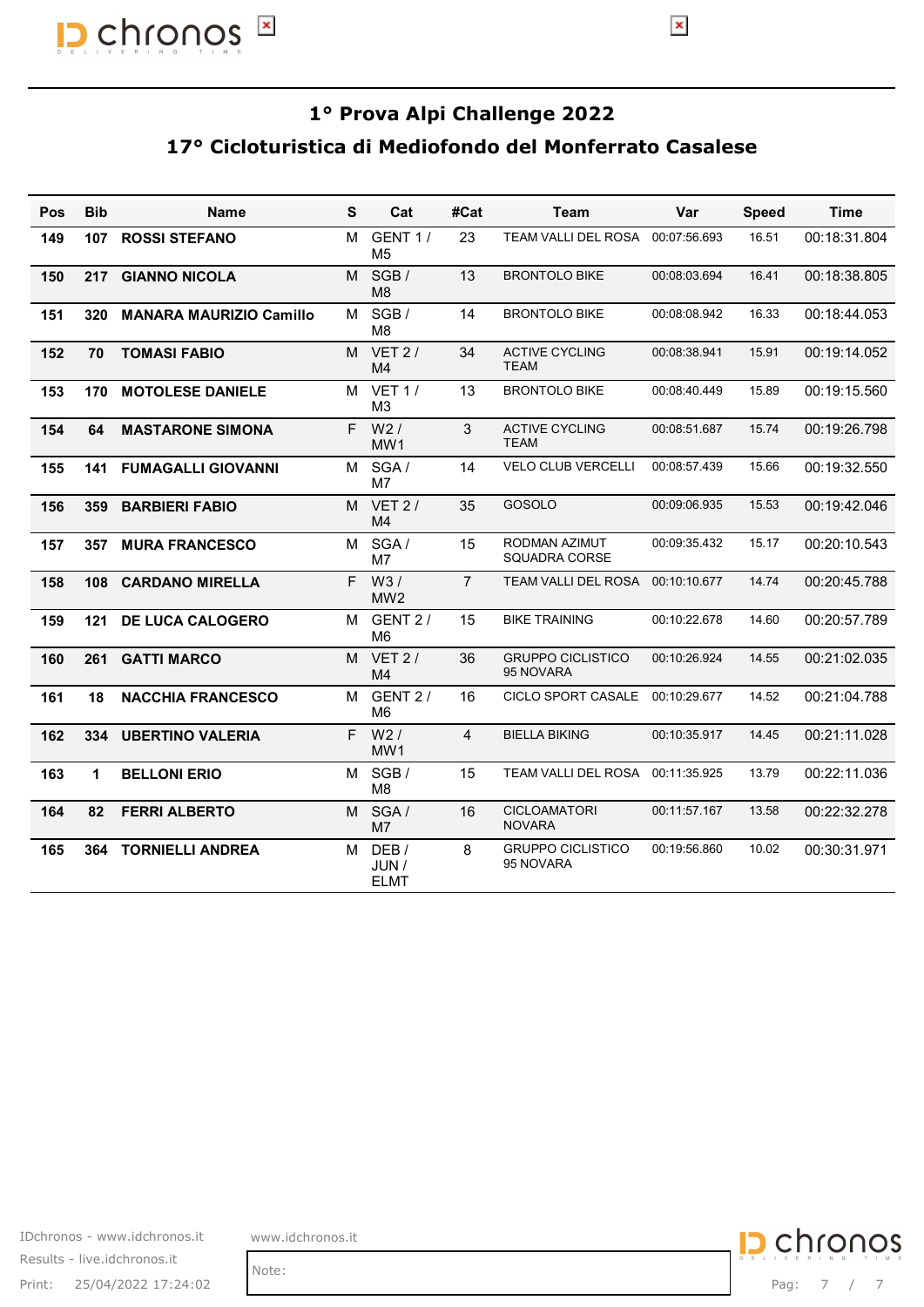## 1° Prova Alpi Challenge 2022

## 17° Cicloturistica di Mediofondo del Monferrato Casalese

| Pos | Bib | Name | S | Cat | #Cat | Team | Var | Speed | Time |
|---|---|---|---|---|---|---|---|---|---|
| 149 | 107 | ROSSI STEFANO | M | GENT 1 / M5 | 23 | TEAM VALLI DEL ROSA | 00:07:56.693 | 16.51 | 00:18:31.804 |
| 150 | 217 | GIANNO NICOLA | M | SGB / M8 | 13 | BRONTOLO BIKE | 00:08:03.694 | 16.41 | 00:18:38.805 |
| 151 | 320 | MANARA MAURIZIO Camillo | M | SGB / M8 | 14 | BRONTOLO BIKE | 00:08:08.942 | 16.33 | 00:18:44.053 |
| 152 | 70 | TOMASI FABIO | M | VET 2 / M4 | 34 | ACTIVE CYCLING TEAM | 00:08:38.941 | 15.91 | 00:19:14.052 |
| 153 | 170 | MOTOLESE DANIELE | M | VET 1 / M3 | 13 | BRONTOLO BIKE | 00:08:40.449 | 15.89 | 00:19:15.560 |
| 154 | 64 | MASTARONE SIMONA | F | W2 / MW1 | 3 | ACTIVE CYCLING TEAM | 00:08:51.687 | 15.74 | 00:19:26.798 |
| 155 | 141 | FUMAGALLI GIOVANNI | M | SGA / M7 | 14 | VELO CLUB VERCELLI | 00:08:57.439 | 15.66 | 00:19:32.550 |
| 156 | 359 | BARBIERI FABIO | M | VET 2 / M4 | 35 | GOSOLO | 00:09:06.935 | 15.53 | 00:19:42.046 |
| 157 | 357 | MURA FRANCESCO | M | SGA / M7 | 15 | RODMAN AZIMUT SQUADRA CORSE | 00:09:35.432 | 15.17 | 00:20:10.543 |
| 158 | 108 | CARDANO MIRELLA | F | W3 / MW2 | 7 | TEAM VALLI DEL ROSA | 00:10:10.677 | 14.74 | 00:20:45.788 |
| 159 | 121 | DE LUCA CALOGERO | M | GENT 2 / M6 | 15 | BIKE TRAINING | 00:10:22.678 | 14.60 | 00:20:57.789 |
| 160 | 261 | GATTI MARCO | M | VET 2 / M4 | 36 | GRUPPO CICLISTICO 95 NOVARA | 00:10:26.924 | 14.55 | 00:21:02.035 |
| 161 | 18 | NACCHIA FRANCESCO | M | GENT 2 / M6 | 16 | CICLO SPORT CASALE | 00:10:29.677 | 14.52 | 00:21:04.788 |
| 162 | 334 | UBERTINO VALERIA | F | W2 / MW1 | 4 | BIELLA BIKING | 00:10:35.917 | 14.45 | 00:21:11.028 |
| 163 | 1 | BELLONI ERIO | M | SGB / M8 | 15 | TEAM VALLI DEL ROSA | 00:11:35.925 | 13.79 | 00:22:11.036 |
| 164 | 82 | FERRI ALBERTO | M | SGA / M7 | 16 | CICLOAMATORI NOVARA | 00:11:57.167 | 13.58 | 00:22:32.278 |
| 165 | 364 | TORNIELLI ANDREA | M | DEB / JUN / ELMT | 8 | GRUPPO CICLISTICO 95 NOVARA | 00:19:56.860 | 10.02 | 00:30:31.971 |

IDchronos - www.idchronos.it
Results - live.idchronos.it
Print: 25/04/2022 17:24:02

www.idchronos.it

Note: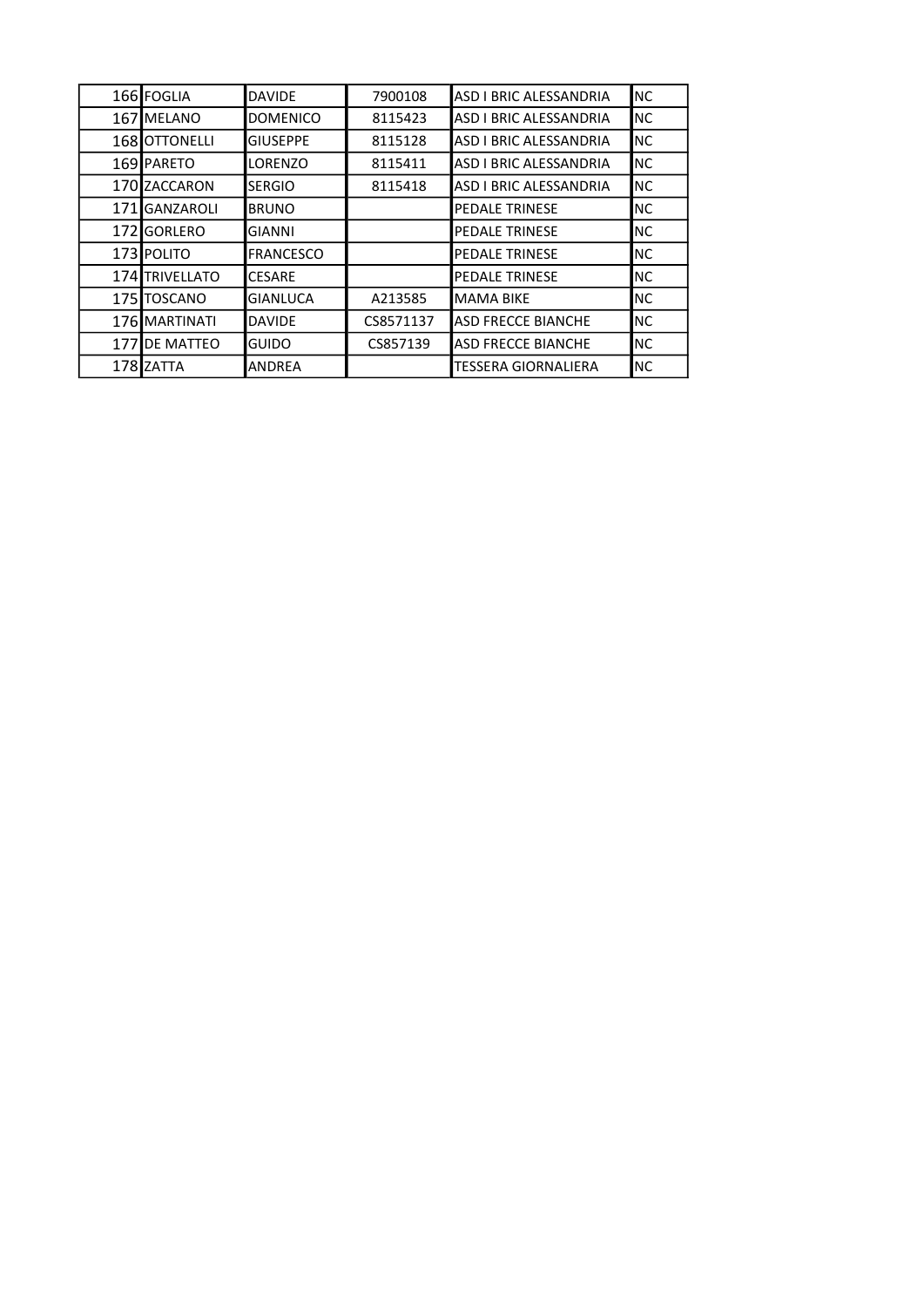| | | | | | |
|---|---|---|---|---|---|
| 166 | FOGLIA | DAVIDE | 7900108 | ASD I BRIC ALESSANDRIA | NC |
| 167 | MELANO | DOMENICO | 8115423 | ASD I BRIC ALESSANDRIA | NC |
| 168 | OTTONELLI | GIUSEPPE | 8115128 | ASD I BRIC ALESSANDRIA | NC |
| 169 | PARETO | LORENZO | 8115411 | ASD I BRIC ALESSANDRIA | NC |
| 170 | ZACCARON | SERGIO | 8115418 | ASD I BRIC ALESSANDRIA | NC |
| 171 | GANZAROLI | BRUNO | | PEDALE TRINESE | NC |
| 172 | GORLERO | GIANNI | | PEDALE TRINESE | NC |
| 173 | POLITO | FRANCESCO | | PEDALE TRINESE | NC |
| 174 | TRIVELLATO | CESARE | | PEDALE TRINESE | NC |
| 175 | TOSCANO | GIANLUCA | A213585 | MAMA BIKE | NC |
| 176 | MARTINATI | DAVIDE | CS8571137 | ASD FRECCE BIANCHE | NC |
| 177 | DE MATTEO | GUIDO | CS857139 | ASD FRECCE BIANCHE | NC |
| 178 | ZATTA | ANDREA | | TESSERA GIORNALIERA | NC |